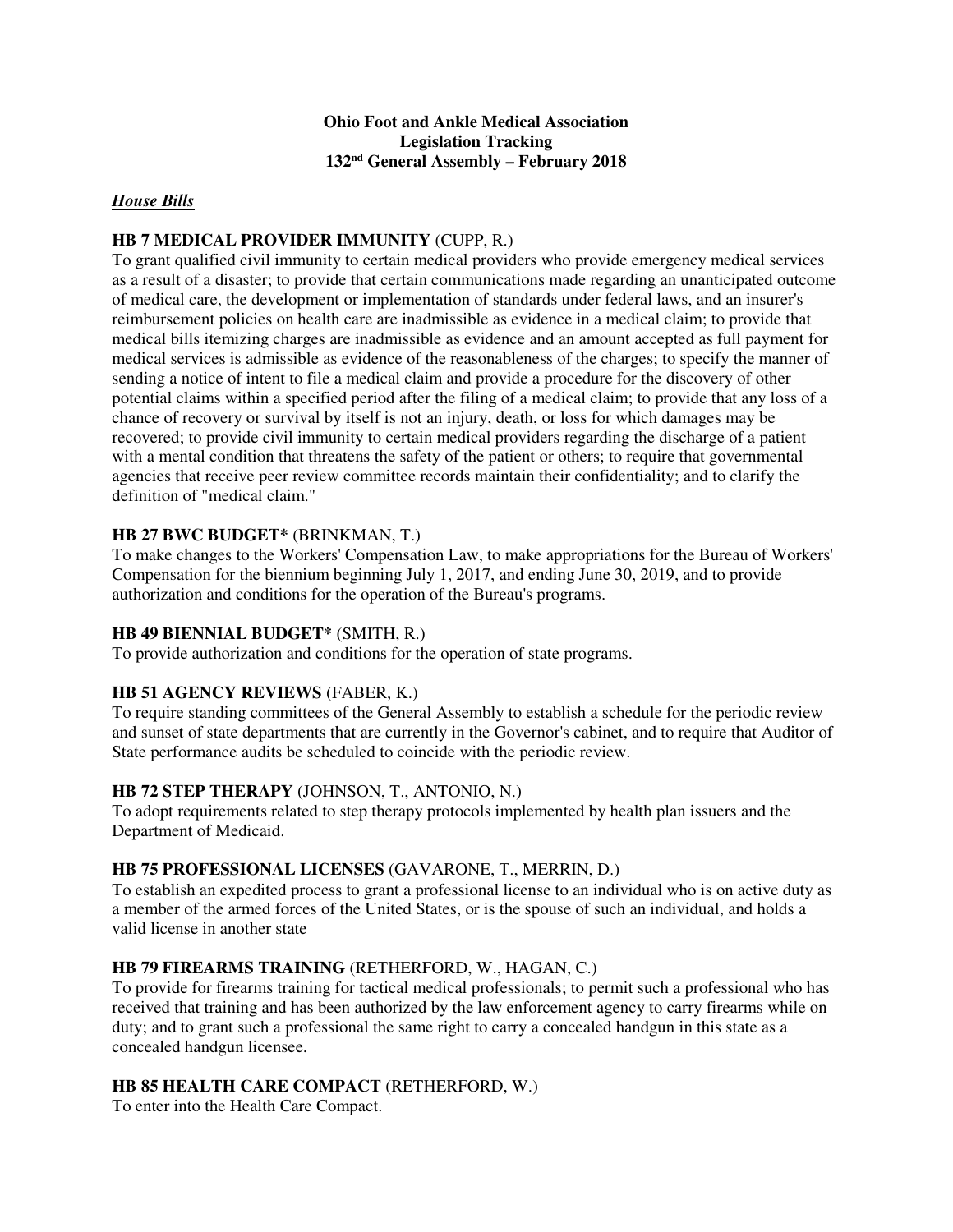**Ohio Foot and Ankle Medical Association**
**Legislation Tracking**
**132nd General Assembly – February 2018**

***House Bills***

**HB 7 MEDICAL PROVIDER IMMUNITY** (CUPP, R.)
To grant qualified civil immunity to certain medical providers who provide emergency medical services as a result of a disaster; to provide that certain communications made regarding an unanticipated outcome of medical care, the development or implementation of standards under federal laws, and an insurer's reimbursement policies on health care are inadmissible as evidence in a medical claim; to provide that medical bills itemizing charges are inadmissible as evidence and an amount accepted as full payment for medical services is admissible as evidence of the reasonableness of the charges; to specify the manner of sending a notice of intent to file a medical claim and provide a procedure for the discovery of other potential claims within a specified period after the filing of a medical claim; to provide that any loss of a chance of recovery or survival by itself is not an injury, death, or loss for which damages may be recovered; to provide civil immunity to certain medical providers regarding the discharge of a patient with a mental condition that threatens the safety of the patient or others; to require that governmental agencies that receive peer review committee records maintain their confidentiality; and to clarify the definition of "medical claim."

**HB 27 BWC BUDGET*** (BRINKMAN, T.)
To make changes to the Workers' Compensation Law, to make appropriations for the Bureau of Workers' Compensation for the biennium beginning July 1, 2017, and ending June 30, 2019, and to provide authorization and conditions for the operation of the Bureau's programs.

**HB 49 BIENNIAL BUDGET*** (SMITH, R.)
To provide authorization and conditions for the operation of state programs.

**HB 51 AGENCY REVIEWS** (FABER, K.)
To require standing committees of the General Assembly to establish a schedule for the periodic review and sunset of state departments that are currently in the Governor's cabinet, and to require that Auditor of State performance audits be scheduled to coincide with the periodic review.

**HB 72 STEP THERAPY** (JOHNSON, T., ANTONIO, N.)
To adopt requirements related to step therapy protocols implemented by health plan issuers and the Department of Medicaid.

**HB 75 PROFESSIONAL LICENSES** (GAVARONE, T., MERRIN, D.)
To establish an expedited process to grant a professional license to an individual who is on active duty as a member of the armed forces of the United States, or is the spouse of such an individual, and holds a valid license in another state

**HB 79 FIREARMS TRAINING** (RETHERFORD, W., HAGAN, C.)
To provide for firearms training for tactical medical professionals; to permit such a professional who has received that training and has been authorized by the law enforcement agency to carry firearms while on duty; and to grant such a professional the same right to carry a concealed handgun in this state as a concealed handgun licensee.

**HB 85 HEALTH CARE COMPACT** (RETHERFORD, W.)
To enter into the Health Care Compact.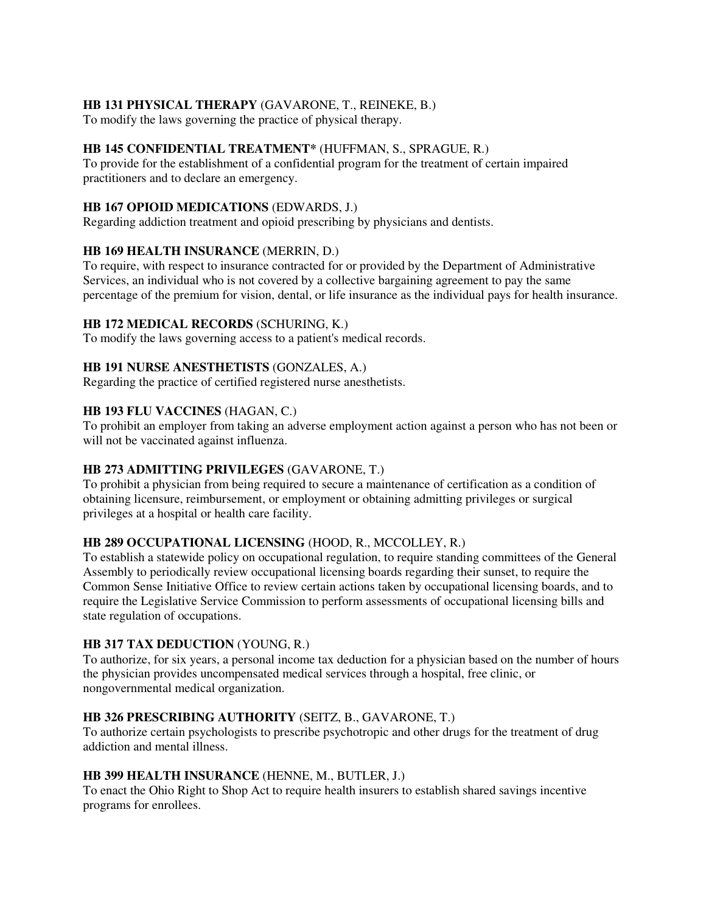**HB 131 PHYSICAL THERAPY** (GAVARONE, T., REINEKE, B.)
To modify the laws governing the practice of physical therapy.

**HB 145 CONFIDENTIAL TREATMENT*** (HUFFMAN, S., SPRAGUE, R.)
To provide for the establishment of a confidential program for the treatment of certain impaired practitioners and to declare an emergency.

**HB 167 OPIOID MEDICATIONS** (EDWARDS, J.)
Regarding addiction treatment and opioid prescribing by physicians and dentists.

**HB 169 HEALTH INSURANCE** (MERRIN, D.)
To require, with respect to insurance contracted for or provided by the Department of Administrative Services, an individual who is not covered by a collective bargaining agreement to pay the same percentage of the premium for vision, dental, or life insurance as the individual pays for health insurance.

**HB 172 MEDICAL RECORDS** (SCHURING, K.)
To modify the laws governing access to a patient's medical records.

**HB 191 NURSE ANESTHETISTS** (GONZALES, A.)
Regarding the practice of certified registered nurse anesthetists.

**HB 193 FLU VACCINES** (HAGAN, C.)
To prohibit an employer from taking an adverse employment action against a person who has not been or will not be vaccinated against influenza.

**HB 273 ADMITTING PRIVILEGES** (GAVARONE, T.)
To prohibit a physician from being required to secure a maintenance of certification as a condition of obtaining licensure, reimbursement, or employment or obtaining admitting privileges or surgical privileges at a hospital or health care facility.

**HB 289 OCCUPATIONAL LICENSING** (HOOD, R., MCCOLLEY, R.)
To establish a statewide policy on occupational regulation, to require standing committees of the General Assembly to periodically review occupational licensing boards regarding their sunset, to require the Common Sense Initiative Office to review certain actions taken by occupational licensing boards, and to require the Legislative Service Commission to perform assessments of occupational licensing bills and state regulation of occupations.

**HB 317 TAX DEDUCTION** (YOUNG, R.)
To authorize, for six years, a personal income tax deduction for a physician based on the number of hours the physician provides uncompensated medical services through a hospital, free clinic, or nongovernmental medical organization.

**HB 326 PRESCRIBING AUTHORITY** (SEITZ, B., GAVARONE, T.)
To authorize certain psychologists to prescribe psychotropic and other drugs for the treatment of drug addiction and mental illness.

**HB 399 HEALTH INSURANCE** (HENNE, M., BUTLER, J.)
To enact the Ohio Right to Shop Act to require health insurers to establish shared savings incentive programs for enrollees.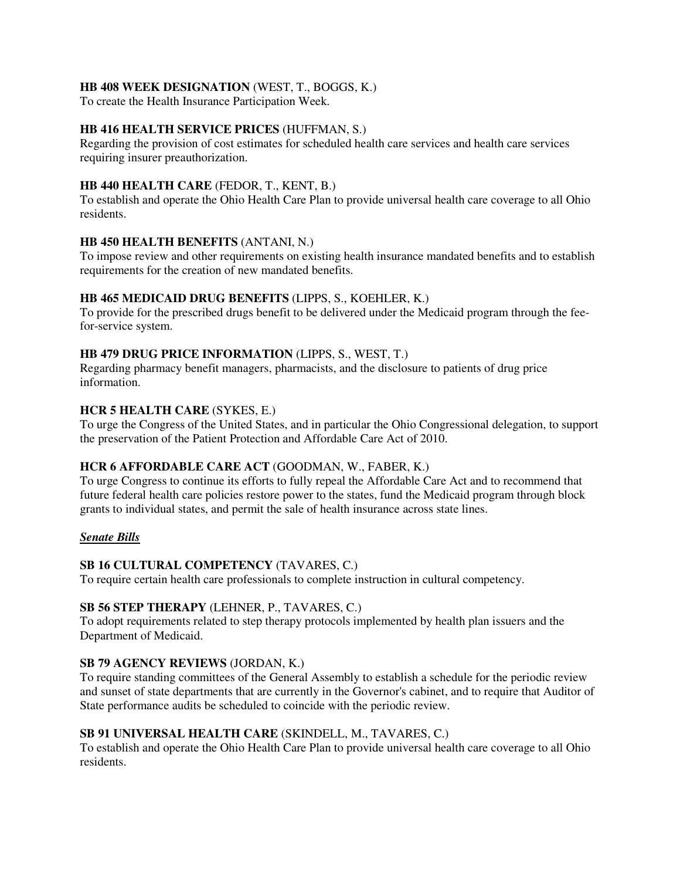**HB 408 WEEK DESIGNATION** (WEST, T., BOGGS, K.)
To create the Health Insurance Participation Week.

**HB 416 HEALTH SERVICE PRICES** (HUFFMAN, S.)
Regarding the provision of cost estimates for scheduled health care services and health care services requiring insurer preauthorization.

**HB 440 HEALTH CARE** (FEDOR, T., KENT, B.)
To establish and operate the Ohio Health Care Plan to provide universal health care coverage to all Ohio residents.

**HB 450 HEALTH BENEFITS** (ANTANI, N.)
To impose review and other requirements on existing health insurance mandated benefits and to establish requirements for the creation of new mandated benefits.

**HB 465 MEDICAID DRUG BENEFITS** (LIPPS, S., KOEHLER, K.)
To provide for the prescribed drugs benefit to be delivered under the Medicaid program through the fee-for-service system.

**HB 479 DRUG PRICE INFORMATION** (LIPPS, S., WEST, T.)
Regarding pharmacy benefit managers, pharmacists, and the disclosure to patients of drug price information.

**HCR 5 HEALTH CARE** (SYKES, E.)
To urge the Congress of the United States, and in particular the Ohio Congressional delegation, to support the preservation of the Patient Protection and Affordable Care Act of 2010.

**HCR 6 AFFORDABLE CARE ACT** (GOODMAN, W., FABER, K.)
To urge Congress to continue its efforts to fully repeal the Affordable Care Act and to recommend that future federal health care policies restore power to the states, fund the Medicaid program through block grants to individual states, and permit the sale of health insurance across state lines.

***Senate Bills***

**SB 16 CULTURAL COMPETENCY** (TAVARES, C.)
To require certain health care professionals to complete instruction in cultural competency.

**SB 56 STEP THERAPY** (LEHNER, P., TAVARES, C.)
To adopt requirements related to step therapy protocols implemented by health plan issuers and the Department of Medicaid.

**SB 79 AGENCY REVIEWS** (JORDAN, K.)
To require standing committees of the General Assembly to establish a schedule for the periodic review and sunset of state departments that are currently in the Governor's cabinet, and to require that Auditor of State performance audits be scheduled to coincide with the periodic review.

**SB 91 UNIVERSAL HEALTH CARE** (SKINDELL, M., TAVARES, C.)
To establish and operate the Ohio Health Care Plan to provide universal health care coverage to all Ohio residents.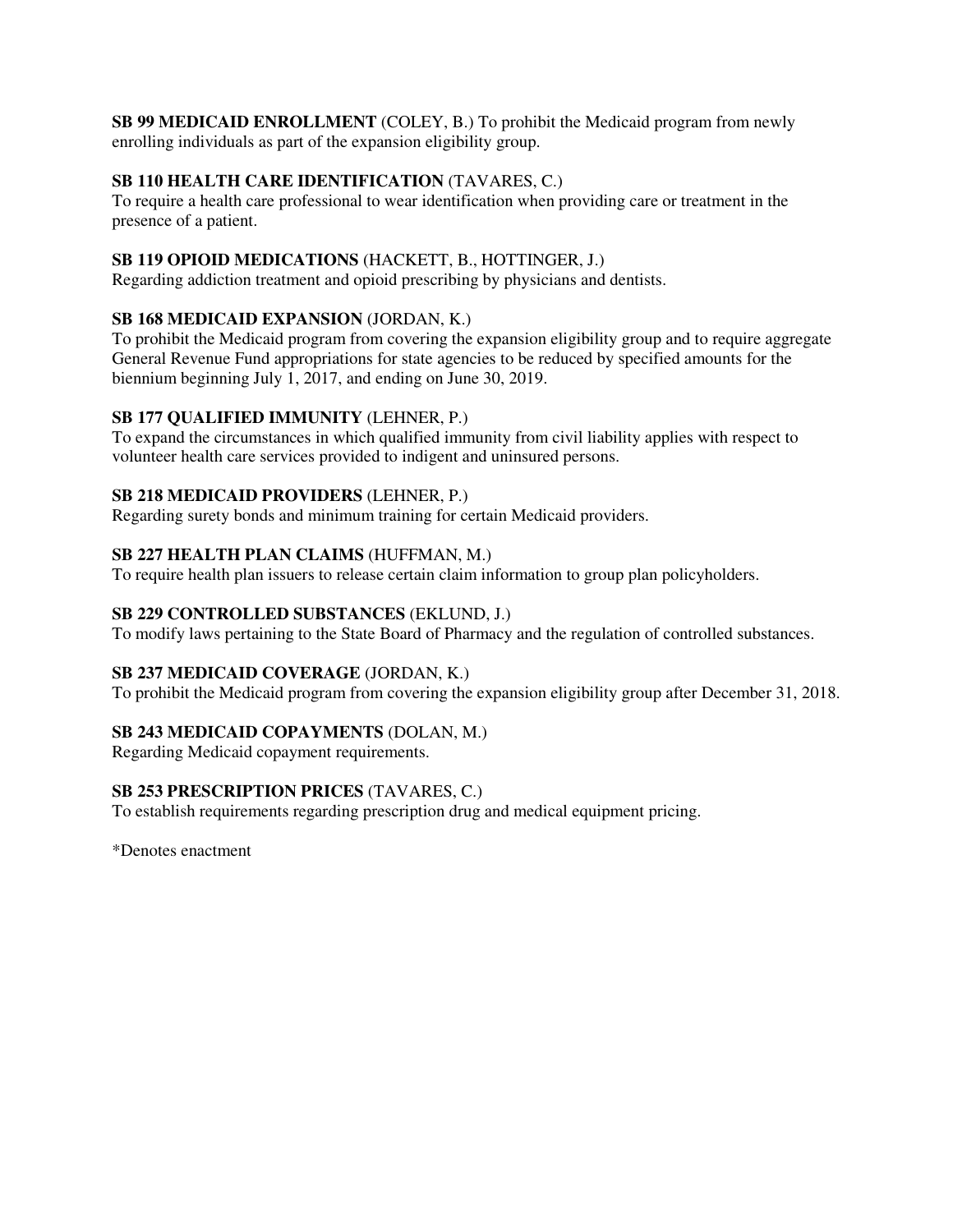**SB 99 MEDICAID ENROLLMENT** (COLEY, B.) To prohibit the Medicaid program from newly enrolling individuals as part of the expansion eligibility group.

**SB 110 HEALTH CARE IDENTIFICATION** (TAVARES, C.)
To require a health care professional to wear identification when providing care or treatment in the presence of a patient.

**SB 119 OPIOID MEDICATIONS** (HACKETT, B., HOTTINGER, J.)
Regarding addiction treatment and opioid prescribing by physicians and dentists.

**SB 168 MEDICAID EXPANSION** (JORDAN, K.)
To prohibit the Medicaid program from covering the expansion eligibility group and to require aggregate General Revenue Fund appropriations for state agencies to be reduced by specified amounts for the biennium beginning July 1, 2017, and ending on June 30, 2019.

**SB 177 QUALIFIED IMMUNITY** (LEHNER, P.)
To expand the circumstances in which qualified immunity from civil liability applies with respect to volunteer health care services provided to indigent and uninsured persons.

**SB 218 MEDICAID PROVIDERS** (LEHNER, P.)
Regarding surety bonds and minimum training for certain Medicaid providers.

**SB 227 HEALTH PLAN CLAIMS** (HUFFMAN, M.)
To require health plan issuers to release certain claim information to group plan policyholders.

**SB 229 CONTROLLED SUBSTANCES** (EKLUND, J.)
To modify laws pertaining to the State Board of Pharmacy and the regulation of controlled substances.

**SB 237 MEDICAID COVERAGE** (JORDAN, K.)
To prohibit the Medicaid program from covering the expansion eligibility group after December 31, 2018.

**SB 243 MEDICAID COPAYMENTS** (DOLAN, M.)
Regarding Medicaid copayment requirements.

**SB 253 PRESCRIPTION PRICES** (TAVARES, C.)
To establish requirements regarding prescription drug and medical equipment pricing.

*Denotes enactment